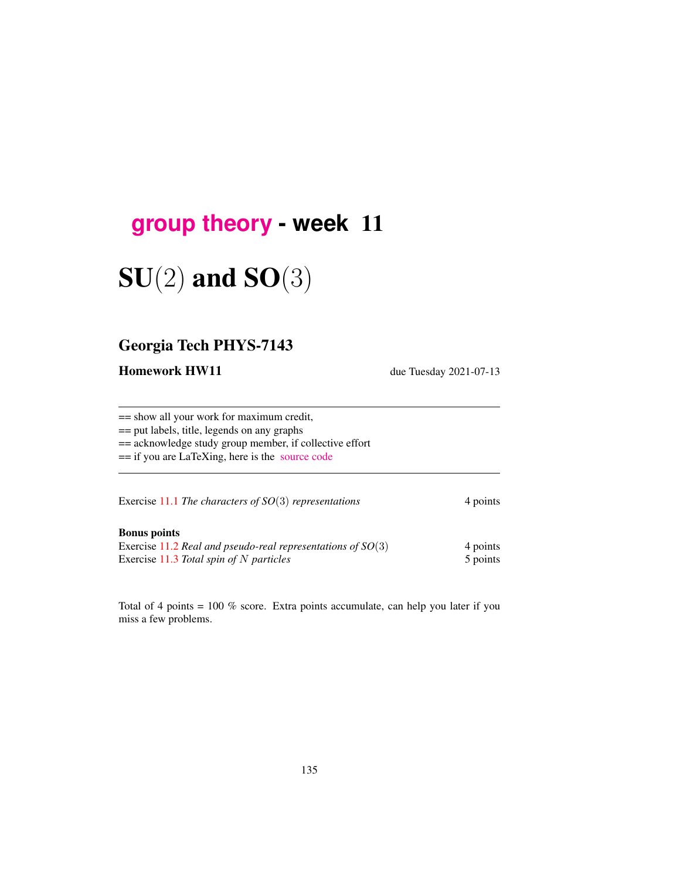# group theory - week 11

# SU$(2)$ and SO$(3)$

## Georgia Tech PHYS-7143

**Homework HW11** due Tuesday 2021-07-13

== show all your work for maximum credit,
== put labels, title, legends on any graphs
== acknowledge study group member, if collective effort
== if you are LaTeXing, here is the source code

Exercise 11.1 *The characters of $SO(3)$ representations* 4 points

**Bonus points**
Exercise 11.2 *Real and pseudo-real representations of $SO(3)$* 4 points
Exercise 11.3 *Total spin of $N$ particles* 5 points

Total of 4 points = 100 % score. Extra points accumulate, can help you later if you miss a few problems.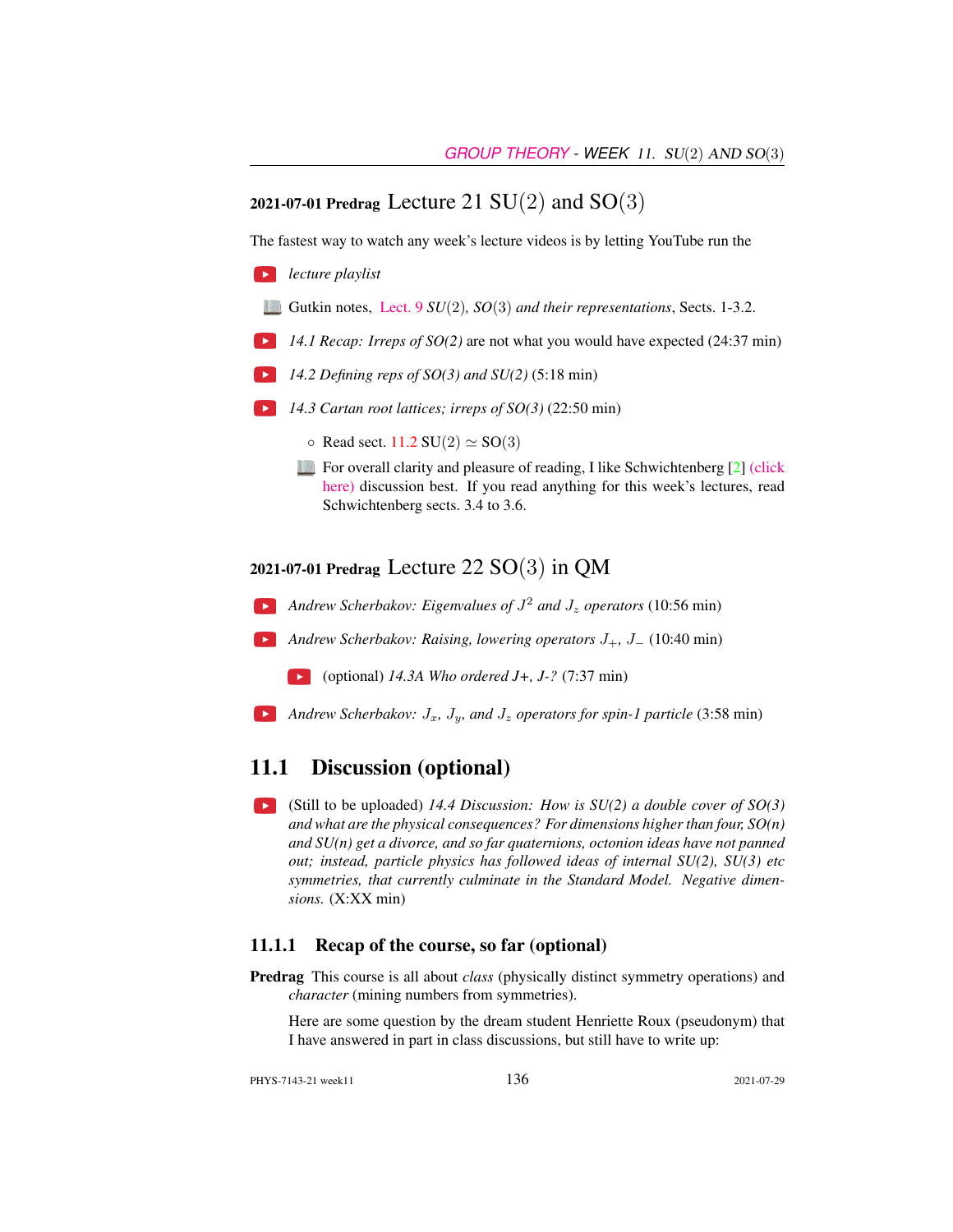## 2021-07-01 Predrag Lecture 21 SU(2) and SO(3)

The fastest way to watch any week's lecture videos is by letting YouTube run the

- *lecture playlist*
- Gutkin notes, Lect. 9 *SU*(2)*, SO*(3) *and their representations*, Sects. 1-3.2.
- *14.1 Recap: Irreps of SO(2)* are not what you would have expected (24:37 min)
- *14.2 Defining reps of SO(3) and SU(2)* (5:18 min)
- *14.3 Cartan root lattices; irreps of SO(3)* (22:50 min)
  - Read sect. 11.2 SU(2) $\simeq$ SO(3)
  - For overall clarity and pleasure of reading, I like Schwichtenberg [2] (click here) discussion best. If you read anything for this week's lectures, read Schwichtenberg sects. 3.4 to 3.6.

## 2021-07-01 Predrag Lecture 22 SO(3) in QM

- *Andrew Scherbakov: Eigenvalues of $J^2$ and $J_z$ operators* (10:56 min)
- *Andrew Scherbakov: Raising, lowering operators $J_+$, $J_-$* (10:40 min)
  - (optional) *14.3A Who ordered J+, J-?* (7:37 min)
- *Andrew Scherbakov: $J_x$, $J_y$, and $J_z$ operators for spin-1 particle* (3:58 min)

## 11.1 Discussion (optional)

- (Still to be uploaded) *14.4 Discussion: How is SU(2) a double cover of SO(3) and what are the physical consequences? For dimensions higher than four, SO(n) and SU(n) get a divorce, and so far quaternions, octonion ideas have not panned out; instead, particle physics has followed ideas of internal SU(2), SU(3) etc symmetries, that currently culminate in the Standard Model. Negative dimensions.* (X:XX min)

### 11.1.1 Recap of the course, so far (optional)

**Predrag** This course is all about *class* (physically distinct symmetry operations) and *character* (mining numbers from symmetries).

Here are some question by the dream student Henriette Roux (pseudonym) that I have answered in part in class discussions, but still have to write up: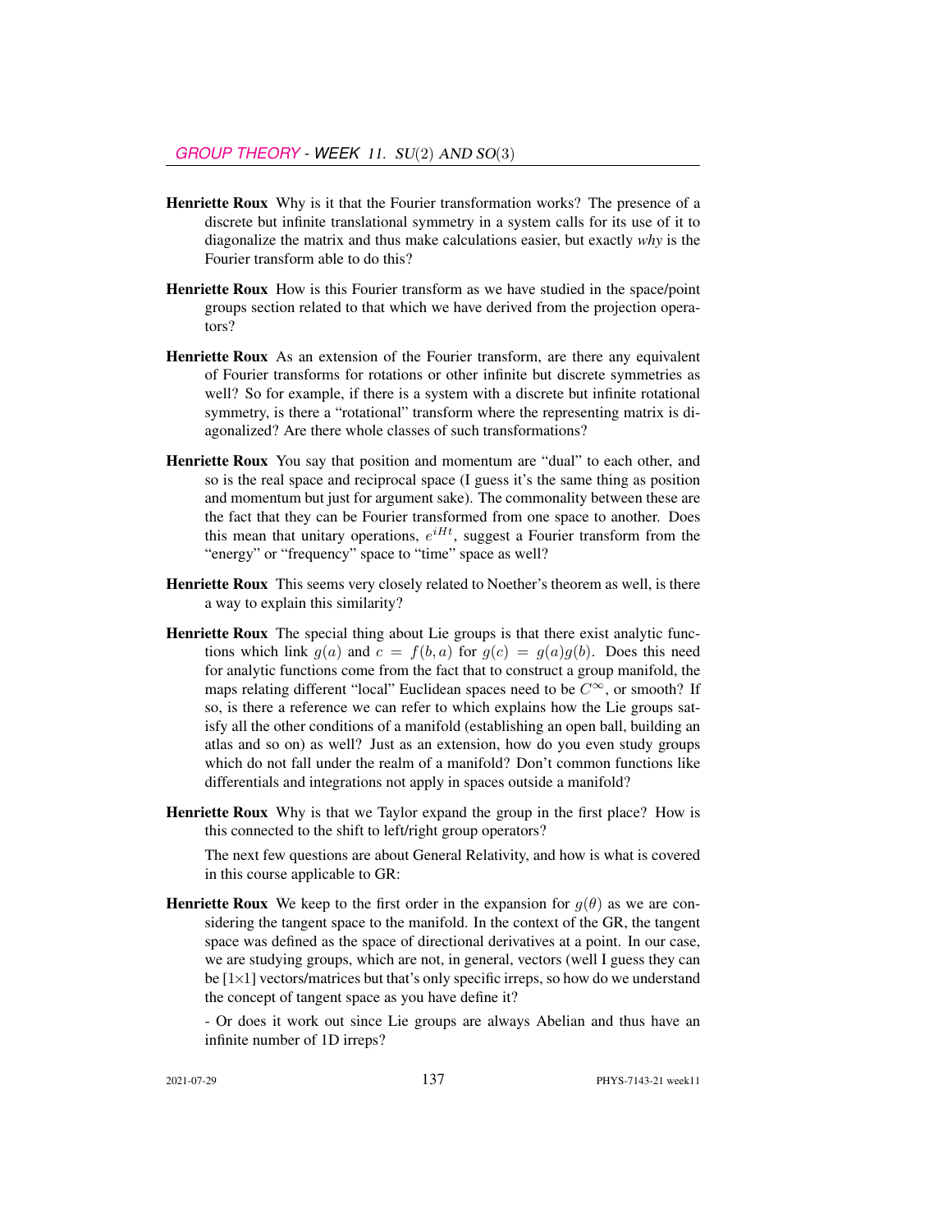**Henriette Roux** Why is it that the Fourier transformation works? The presence of a discrete but infinite translational symmetry in a system calls for its use of it to diagonalize the matrix and thus make calculations easier, but exactly *why* is the Fourier transform able to do this?

**Henriette Roux** How is this Fourier transform as we have studied in the space/point groups section related to that which we have derived from the projection operators?

**Henriette Roux** As an extension of the Fourier transform, are there any equivalent of Fourier transforms for rotations or other infinite but discrete symmetries as well? So for example, if there is a system with a discrete but infinite rotational symmetry, is there a "rotational" transform where the representing matrix is diagonalized? Are there whole classes of such transformations?

**Henriette Roux** You say that position and momentum are "dual" to each other, and so is the real space and reciprocal space (I guess it's the same thing as position and momentum but just for argument sake). The commonality between these are the fact that they can be Fourier transformed from one space to another. Does this mean that unitary operations, $e^{iHt}$, suggest a Fourier transform from the "energy" or "frequency" space to "time" space as well?

**Henriette Roux** This seems very closely related to Noether's theorem as well, is there a way to explain this similarity?

**Henriette Roux** The special thing about Lie groups is that there exist analytic functions which link $g(a)$ and $c = f(b, a)$ for $g(c) = g(a)g(b)$. Does this need for analytic functions come from the fact that to construct a group manifold, the maps relating different "local" Euclidean spaces need to be $C^\infty$, or smooth? If so, is there a reference we can refer to which explains how the Lie groups satisfy all the other conditions of a manifold (establishing an open ball, building an atlas and so on) as well? Just as an extension, how do you even study groups which do not fall under the realm of a manifold? Don't common functions like differentials and integrations not apply in spaces outside a manifold?

**Henriette Roux** Why is that we Taylor expand the group in the first place? How is this connected to the shift to left/right group operators?

The next few questions are about General Relativity, and how is what is covered in this course applicable to GR:

**Henriette Roux** We keep to the first order in the expansion for $g(\theta)$ as we are considering the tangent space to the manifold. In the context of the GR, the tangent space was defined as the space of directional derivatives at a point. In our case, we are studying groups, which are not, in general, vectors (well I guess they can be [1×1] vectors/matrices but that's only specific irreps, so how do we understand the concept of tangent space as you have define it?

- Or does it work out since Lie groups are always Abelian and thus have an infinite number of 1D irreps?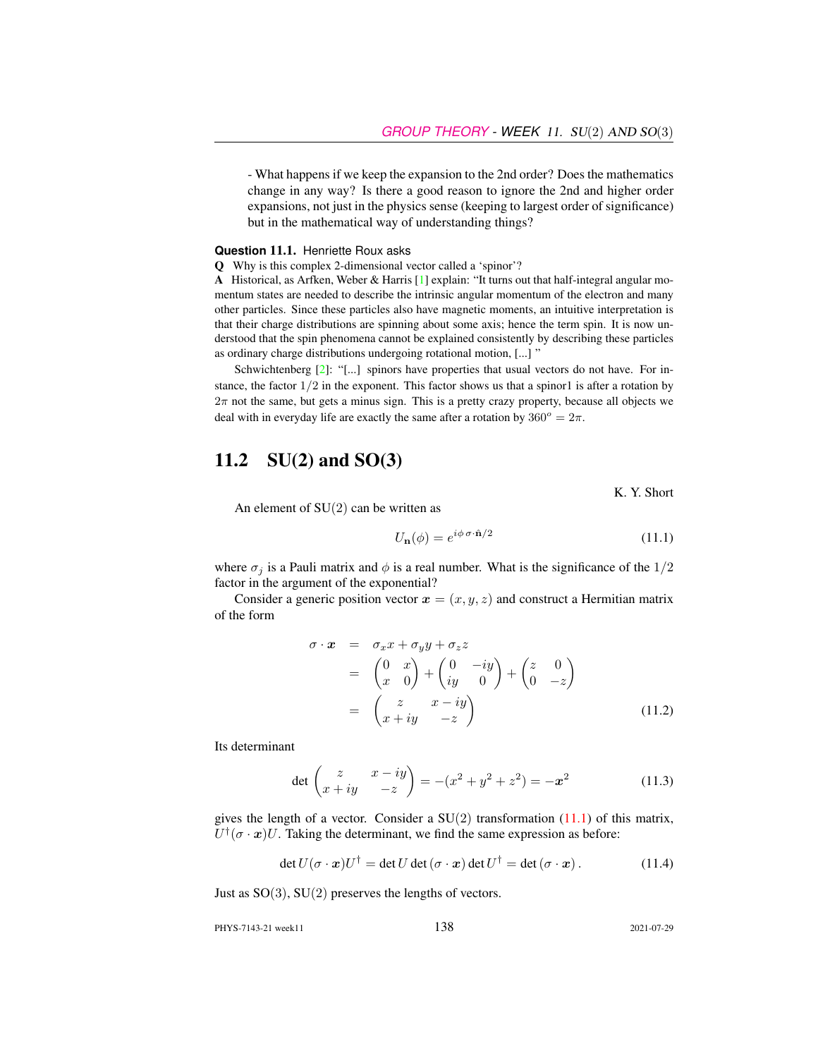- What happens if we keep the expansion to the 2nd order? Does the mathematics change in any way? Is there a good reason to ignore the 2nd and higher order expansions, not just in the physics sense (keeping to largest order of significance) but in the mathematical way of understanding things?

**Question 11.1.** Henriette Roux asks

**Q** Why is this complex 2-dimensional vector called a 'spinor'?

**A** Historical, as Arfken, Weber & Harris [1] explain: "It turns out that half-integral angular momentum states are needed to describe the intrinsic angular momentum of the electron and many other particles. Since these particles also have magnetic moments, an intuitive interpretation is that their charge distributions are spinning about some axis; hence the term spin. It is now understood that the spin phenomena cannot be explained consistently by describing these particles as ordinary charge distributions undergoing rotational motion, [...] "

Schwichtenberg [2]: "[...] spinors have properties that usual vectors do not have. For instance, the factor $1/2$ in the exponent. This factor shows us that a spinor1 is after a rotation by $2\pi$ not the same, but gets a minus sign. This is a pretty crazy property, because all objects we deal with in everyday life are exactly the same after a rotation by $360^o = 2\pi$.

## 11.2 SU(2) and SO(3)

K. Y. Short

An element of $\mathrm{SU}(2)$ can be written as

$$U_{\mathbf{n}}(\phi) = e^{i\phi\,\sigma\cdot\hat{\mathbf{n}}/2} \tag{11.1}$$

where $\sigma_j$ is a Pauli matrix and $\phi$ is a real number. What is the significance of the $1/2$ factor in the argument of the exponential?

Consider a generic position vector $\boldsymbol{x} = (x, y, z)$ and construct a Hermitian matrix of the form

$$\begin{aligned}
\sigma \cdot \boldsymbol{x} &= \sigma_x x + \sigma_y y + \sigma_z z \\
&= \begin{pmatrix} 0 & x \\ x & 0 \end{pmatrix} + \begin{pmatrix} 0 & -iy \\ iy & 0 \end{pmatrix} + \begin{pmatrix} z & 0 \\ 0 & -z \end{pmatrix} \\
&= \begin{pmatrix} z & x - iy \\ x + iy & -z \end{pmatrix}
\end{aligned} \tag{11.2}$$

Its determinant

$$\det \begin{pmatrix} z & x - iy \\ x + iy & -z \end{pmatrix} = -(x^2 + y^2 + z^2) = -\boldsymbol{x}^2 \tag{11.3}$$

gives the length of a vector. Consider a $\mathrm{SU}(2)$ transformation (11.1) of this matrix, $U^\dagger(\sigma \cdot \boldsymbol{x})U$. Taking the determinant, we find the same expression as before:

$$\det U(\sigma \cdot \boldsymbol{x})U^\dagger = \det U \det(\sigma \cdot \boldsymbol{x}) \det U^\dagger = \det(\sigma \cdot \boldsymbol{x}) \,. \tag{11.4}$$

Just as $\mathrm{SO}(3)$, $\mathrm{SU}(2)$ preserves the lengths of vectors.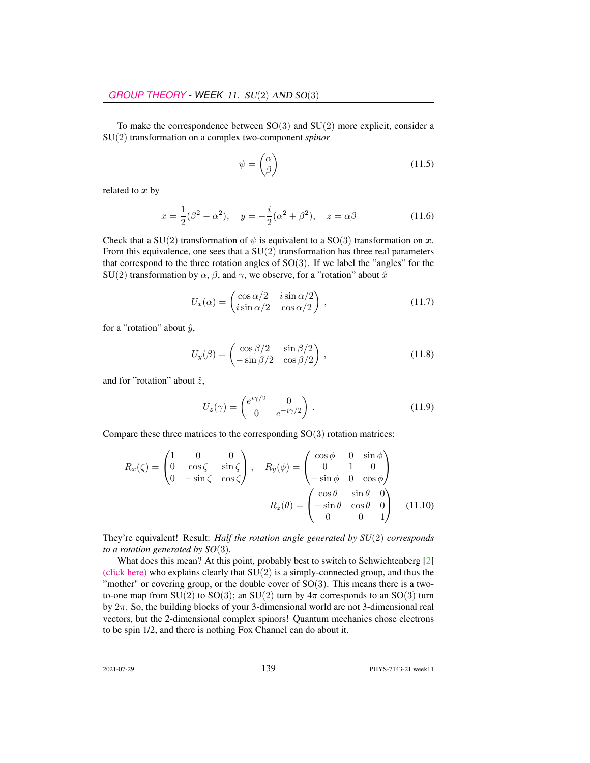To make the correspondence between SO(3) and SU(2) more explicit, consider a SU(2) transformation on a complex two-component *spinor*

$$\psi = \begin{pmatrix} \alpha \\ \beta \end{pmatrix} \tag{11.5}$$

related to $\boldsymbol{x}$ by

$$x = \frac{1}{2}(\beta^2 - \alpha^2), \quad y = -\frac{i}{2}(\alpha^2 + \beta^2), \quad z = \alpha\beta \tag{11.6}$$

Check that a SU(2) transformation of $\psi$ is equivalent to a SO(3) transformation on $\boldsymbol{x}$. From this equivalence, one sees that a SU(2) transformation has three real parameters that correspond to the three rotation angles of SO(3). If we label the "angles" for the SU(2) transformation by $\alpha$, $\beta$, and $\gamma$, we observe, for a "rotation" about $\hat{x}$

$$U_x(\alpha) = \begin{pmatrix} \cos\alpha/2 & i\sin\alpha/2 \\ i\sin\alpha/2 & \cos\alpha/2 \end{pmatrix}, \tag{11.7}$$

for a "rotation" about $\hat{y}$,

$$U_y(\beta) = \begin{pmatrix} \cos\beta/2 & \sin\beta/2 \\ -\sin\beta/2 & \cos\beta/2 \end{pmatrix}, \tag{11.8}$$

and for "rotation" about $\hat{z}$,

$$U_z(\gamma) = \begin{pmatrix} e^{i\gamma/2} & 0 \\ 0 & e^{-i\gamma/2} \end{pmatrix}. \tag{11.9}$$

Compare these three matrices to the corresponding SO(3) rotation matrices:

$$R_x(\zeta) = \begin{pmatrix} 1 & 0 & 0 \\ 0 & \cos\zeta & \sin\zeta \\ 0 & -\sin\zeta & \cos\zeta \end{pmatrix}, \quad R_y(\phi) = \begin{pmatrix} \cos\phi & 0 & \sin\phi \\ 0 & 1 & 0 \\ -\sin\phi & 0 & \cos\phi \end{pmatrix}$$

$$R_z(\theta) = \begin{pmatrix} \cos\theta & \sin\theta & 0 \\ -\sin\theta & \cos\theta & 0 \\ 0 & 0 & 1 \end{pmatrix} \tag{11.10}$$

They're equivalent! Result: *Half the rotation angle generated by SU(2) corresponds to a rotation generated by SO(3).*

What does this mean? At this point, probably best to switch to Schwichtenberg [2] (click here) who explains clearly that SU(2) is a simply-connected group, and thus the "mother" or covering group, or the double cover of SO(3). This means there is a two-to-one map from SU(2) to SO(3); an SU(2) turn by $4\pi$ corresponds to an SO(3) turn by $2\pi$. So, the building blocks of your 3-dimensional world are not 3-dimensional real vectors, but the 2-dimensional complex spinors! Quantum mechanics chose electrons to be spin 1/2, and there is nothing Fox Channel can do about it.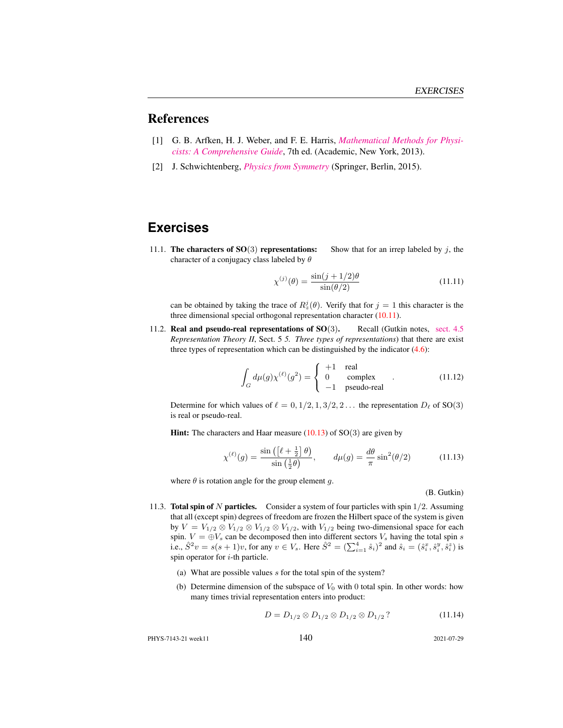## References

[1] G. B. Arfken, H. J. Weber, and F. E. Harris, *Mathematical Methods for Physicists: A Comprehensive Guide*, 7th ed. (Academic, New York, 2013).

[2] J. Schwichtenberg, *Physics from Symmetry* (Springer, Berlin, 2015).

## Exercises

11.1. **The characters of SO(3) representations:** Show that for an irrep labeled by $j$, the character of a conjugacy class labeled by $\theta$

$$\chi^{(j)}(\theta) = \frac{\sin(j+1/2)\theta}{\sin(\theta/2)} \tag{11.11}$$

can be obtained by taking the trace of $R_z^j(\theta)$. Verify that for $j = 1$ this character is the three dimensional special orthogonal representation character (10.11).

11.2. **Real and pseudo-real representations of SO(3).** Recall (Gutkin notes, sect. 4.5 *Representation Theory II*, Sect. 5 *5. Three types of representations*) that there are exist three types of representation which can be distinguished by the indicator (4.6):

$$\int_G d\mu(g)\chi^{(\ell)}(g^2) = \left\{ \begin{array}{ll} +1 & \text{real} \\ 0 & \text{complex} \\ -1 & \text{pseudo-real} \end{array} \right. . \tag{11.12}$$

Determine for which values of $\ell = 0, 1/2, 1, 3/2, 2\dots$ the representation $D_\ell$ of SO(3) is real or pseudo-real.

**Hint:** The characters and Haar measure (10.13) of SO(3) are given by

$$\chi^{(\ell)}(g) = \frac{\sin\left(\left[\ell+\frac{1}{2}\right]\theta\right)}{\sin\left(\frac{1}{2}\theta\right)}, \qquad d\mu(g) = \frac{d\theta}{\pi}\sin^2(\theta/2) \tag{11.13}$$

where $\theta$ is rotation angle for the group element $g$.

(B. Gutkin)

11.3. **Total spin of $N$ particles.** Consider a system of four particles with spin $1/2$. Assuming that all (except spin) degrees of freedom are frozen the Hilbert space of the system is given by $V = V_{1/2}\otimes V_{1/2}\otimes V_{1/2}\otimes V_{1/2}$, with $V_{1/2}$ being two-dimensional space for each spin. $V = \oplus V_s$ can be decomposed then into different sectors $V_s$ having the total spin $s$ i.e., $\hat{S}^2 v = s(s+1)v$, for any $v\in V_s$. Here $\hat{S}^2 = (\sum_{i=1}^4 \hat{s}_i)^2$ and $\hat{s}_i = (\hat{s}_i^x, \hat{s}_i^y, \hat{s}_i^z)$ is spin operator for $i$-th particle.

(a) What are possible values $s$ for the total spin of the system?

(b) Determine dimension of the subspace of $V_0$ with 0 total spin. In other words: how many times trivial representation enters into product:

$$D = D_{1/2}\otimes D_{1/2}\otimes D_{1/2}\otimes D_{1/2}\,? \tag{11.14}$$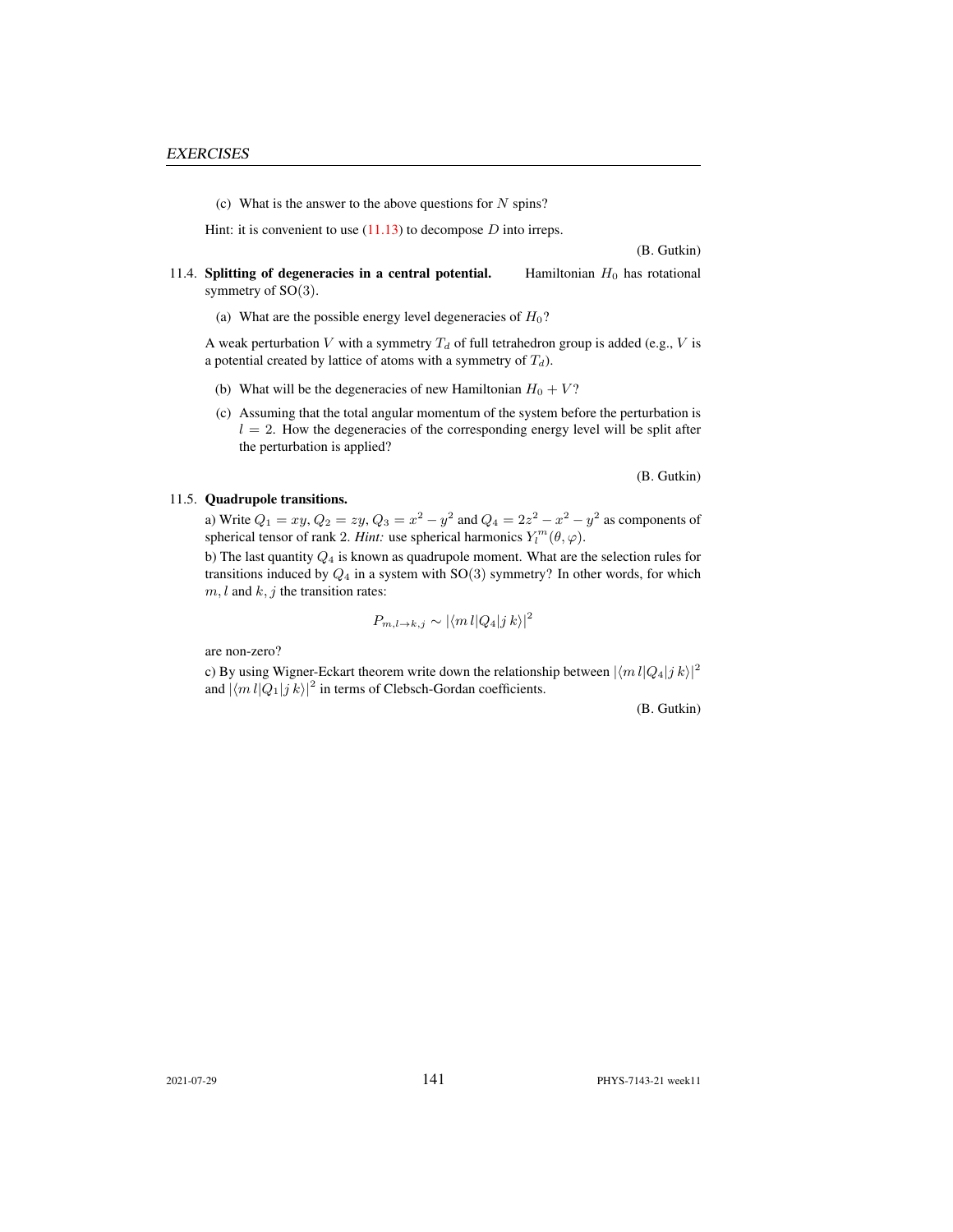(c) What is the answer to the above questions for $N$ spins?

Hint: it is convenient to use (11.13) to decompose $D$ into irreps.

(B. Gutkin)

11.4. **Splitting of degeneracies in a central potential.** Hamiltonian $H_0$ has rotational symmetry of $\mathrm{SO}(3)$.

(a) What are the possible energy level degeneracies of $H_0$?

A weak perturbation $V$ with a symmetry $T_d$ of full tetrahedron group is added (e.g., $V$ is a potential created by lattice of atoms with a symmetry of $T_d$).

(b) What will be the degeneracies of new Hamiltonian $H_0 + V$?

(c) Assuming that the total angular momentum of the system before the perturbation is $l = 2$. How the degeneracies of the corresponding energy level will be split after the perturbation is applied?

(B. Gutkin)

11.5. **Quadrupole transitions.**

a) Write $Q_1 = xy$, $Q_2 = zy$, $Q_3 = x^2 - y^2$ and $Q_4 = 2z^2 - x^2 - y^2$ as components of spherical tensor of rank 2. *Hint:* use spherical harmonics $Y_l^m(\theta, \varphi)$.

b) The last quantity $Q_4$ is known as quadrupole moment. What are the selection rules for transitions induced by $Q_4$ in a system with $\mathrm{SO}(3)$ symmetry? In other words, for which $m, l$ and $k, j$ the transition rates:

$$P_{m,l \to k,j} \sim |\langle m\, l | Q_4 | j\, k \rangle|^2$$

are non-zero?

c) By using Wigner-Eckart theorem write down the relationship between $|\langle m\, l | Q_4 | j\, k \rangle|^2$ and $|\langle m\, l | Q_1 | j\, k \rangle|^2$ in terms of Clebsch-Gordan coefficients.

(B. Gutkin)